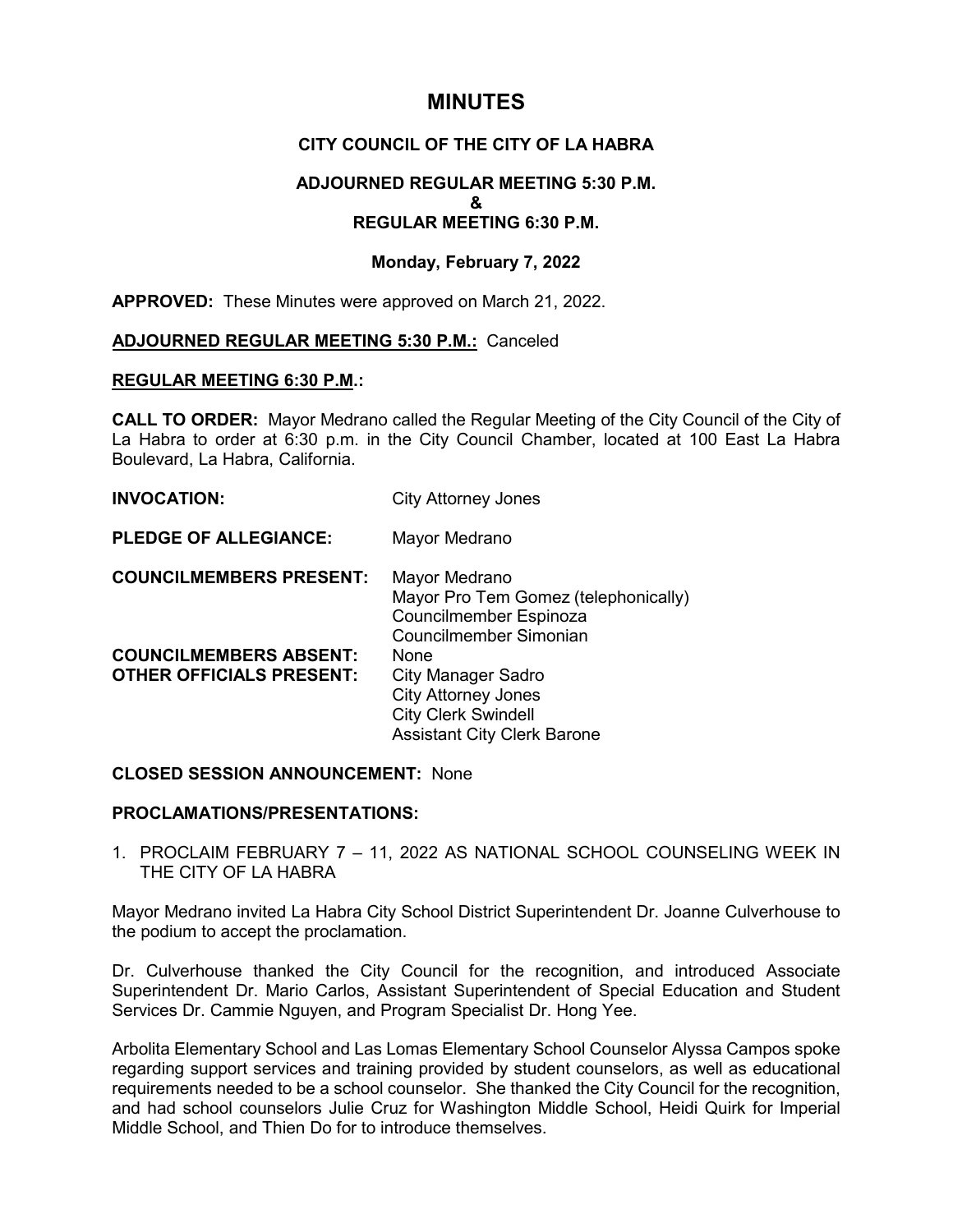# MINUTES

## CITY COUNCIL OF THE CITY OF LA HABRA

### ADJOURNED REGULAR MEETING 5:30 P.M.
### &
### REGULAR MEETING 6:30 P.M.

### Monday, February 7, 2022

**APPROVED:** These Minutes were approved on March 21, 2022.

**ADJOURNED REGULAR MEETING 5:30 P.M.:** Canceled

**REGULAR MEETING 6:30 P.M.:**

**CALL TO ORDER:** Mayor Medrano called the Regular Meeting of the City Council of the City of La Habra to order at 6:30 p.m. in the City Council Chamber, located at 100 East La Habra Boulevard, La Habra, California.

**INVOCATION:** City Attorney Jones

**PLEDGE OF ALLEGIANCE:** Mayor Medrano

**COUNCILMEMBERS PRESENT:** Mayor Medrano
Mayor Pro Tem Gomez (telephonically)
Councilmember Espinoza
Councilmember Simonian

**COUNCILMEMBERS ABSENT:** None

**OTHER OFFICIALS PRESENT:** City Manager Sadro
City Attorney Jones
City Clerk Swindell
Assistant City Clerk Barone

**CLOSED SESSION ANNOUNCEMENT:** None

**PROCLAMATIONS/PRESENTATIONS:**

1. PROCLAIM FEBRUARY 7 – 11, 2022 AS NATIONAL SCHOOL COUNSELING WEEK IN THE CITY OF LA HABRA

Mayor Medrano invited La Habra City School District Superintendent Dr. Joanne Culverhouse to the podium to accept the proclamation.

Dr. Culverhouse thanked the City Council for the recognition, and introduced Associate Superintendent Dr. Mario Carlos, Assistant Superintendent of Special Education and Student Services Dr. Cammie Nguyen, and Program Specialist Dr. Hong Yee.

Arbolita Elementary School and Las Lomas Elementary School Counselor Alyssa Campos spoke regarding support services and training provided by student counselors, as well as educational requirements needed to be a school counselor. She thanked the City Council for the recognition, and had school counselors Julie Cruz for Washington Middle School, Heidi Quirk for Imperial Middle School, and Thien Do for to introduce themselves.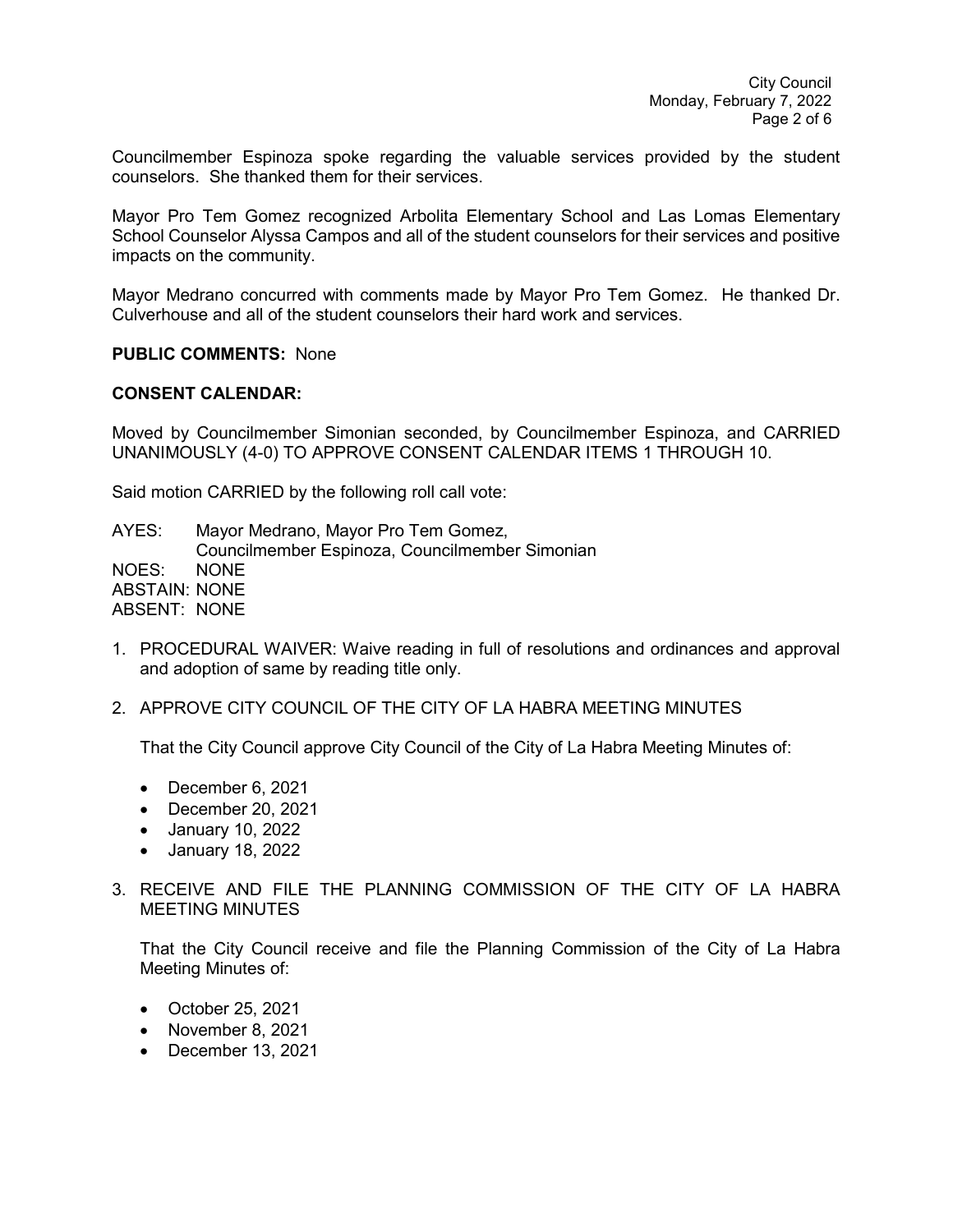Councilmember Espinoza spoke regarding the valuable services provided by the student counselors. She thanked them for their services.

Mayor Pro Tem Gomez recognized Arbolita Elementary School and Las Lomas Elementary School Counselor Alyssa Campos and all of the student counselors for their services and positive impacts on the community.

Mayor Medrano concurred with comments made by Mayor Pro Tem Gomez. He thanked Dr. Culverhouse and all of the student counselors their hard work and services.

**PUBLIC COMMENTS:** None

**CONSENT CALENDAR:**

Moved by Councilmember Simonian seconded, by Councilmember Espinoza, and CARRIED UNANIMOUSLY (4-0) TO APPROVE CONSENT CALENDAR ITEMS 1 THROUGH 10.

Said motion CARRIED by the following roll call vote:

AYES: Mayor Medrano, Mayor Pro Tem Gomez, Councilmember Espinoza, Councilmember Simonian
NOES: NONE
ABSTAIN: NONE
ABSENT: NONE

1. PROCEDURAL WAIVER: Waive reading in full of resolutions and ordinances and approval and adoption of same by reading title only.

2. APPROVE CITY COUNCIL OF THE CITY OF LA HABRA MEETING MINUTES

   That the City Council approve City Council of the City of La Habra Meeting Minutes of:

   - December 6, 2021
   - December 20, 2021
   - January 10, 2022
   - January 18, 2022

3. RECEIVE AND FILE THE PLANNING COMMISSION OF THE CITY OF LA HABRA MEETING MINUTES

   That the City Council receive and file the Planning Commission of the City of La Habra Meeting Minutes of:

   - October 25, 2021
   - November 8, 2021
   - December 13, 2021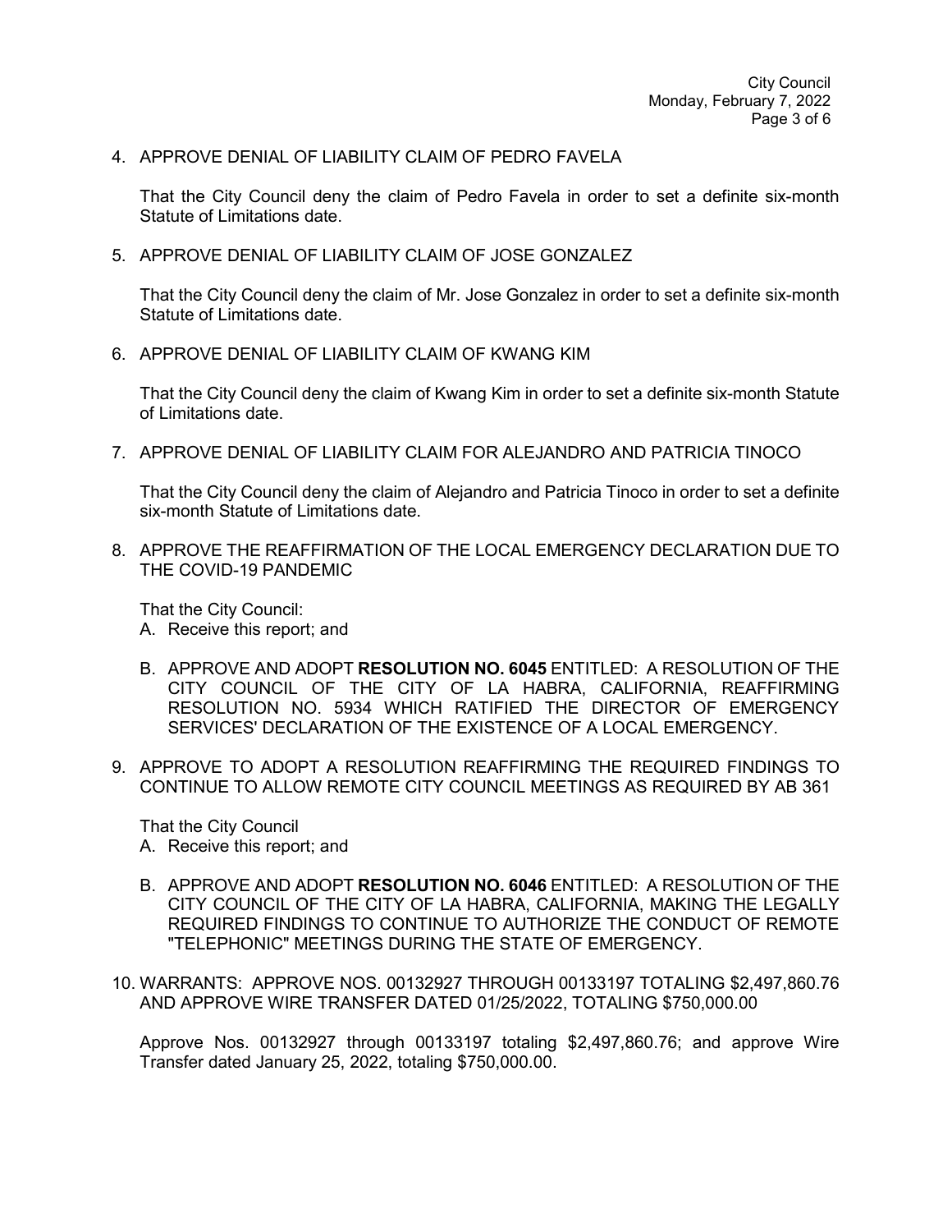4. APPROVE DENIAL OF LIABILITY CLAIM OF PEDRO FAVELA

   That the City Council deny the claim of Pedro Favela in order to set a definite six-month Statute of Limitations date.

5. APPROVE DENIAL OF LIABILITY CLAIM OF JOSE GONZALEZ

   That the City Council deny the claim of Mr. Jose Gonzalez in order to set a definite six-month Statute of Limitations date.

6. APPROVE DENIAL OF LIABILITY CLAIM OF KWANG KIM

   That the City Council deny the claim of Kwang Kim in order to set a definite six-month Statute of Limitations date.

7. APPROVE DENIAL OF LIABILITY CLAIM FOR ALEJANDRO AND PATRICIA TINOCO

   That the City Council deny the claim of Alejandro and Patricia Tinoco in order to set a definite six-month Statute of Limitations date.

8. APPROVE THE REAFFIRMATION OF THE LOCAL EMERGENCY DECLARATION DUE TO THE COVID-19 PANDEMIC

   That the City Council:

   A. Receive this report; and

   B. APPROVE AND ADOPT **RESOLUTION NO. 6045** ENTITLED: A RESOLUTION OF THE CITY COUNCIL OF THE CITY OF LA HABRA, CALIFORNIA, REAFFIRMING RESOLUTION NO. 5934 WHICH RATIFIED THE DIRECTOR OF EMERGENCY SERVICES' DECLARATION OF THE EXISTENCE OF A LOCAL EMERGENCY.

9. APPROVE TO ADOPT A RESOLUTION REAFFIRMING THE REQUIRED FINDINGS TO CONTINUE TO ALLOW REMOTE CITY COUNCIL MEETINGS AS REQUIRED BY AB 361

   That the City Council

   A. Receive this report; and

   B. APPROVE AND ADOPT **RESOLUTION NO. 6046** ENTITLED: A RESOLUTION OF THE CITY COUNCIL OF THE CITY OF LA HABRA, CALIFORNIA, MAKING THE LEGALLY REQUIRED FINDINGS TO CONTINUE TO AUTHORIZE THE CONDUCT OF REMOTE "TELEPHONIC" MEETINGS DURING THE STATE OF EMERGENCY.

10. WARRANTS: APPROVE NOS. 00132927 THROUGH 00133197 TOTALING $2,497,860.76 AND APPROVE WIRE TRANSFER DATED 01/25/2022, TOTALING $750,000.00

    Approve Nos. 00132927 through 00133197 totaling $2,497,860.76; and approve Wire Transfer dated January 25, 2022, totaling $750,000.00.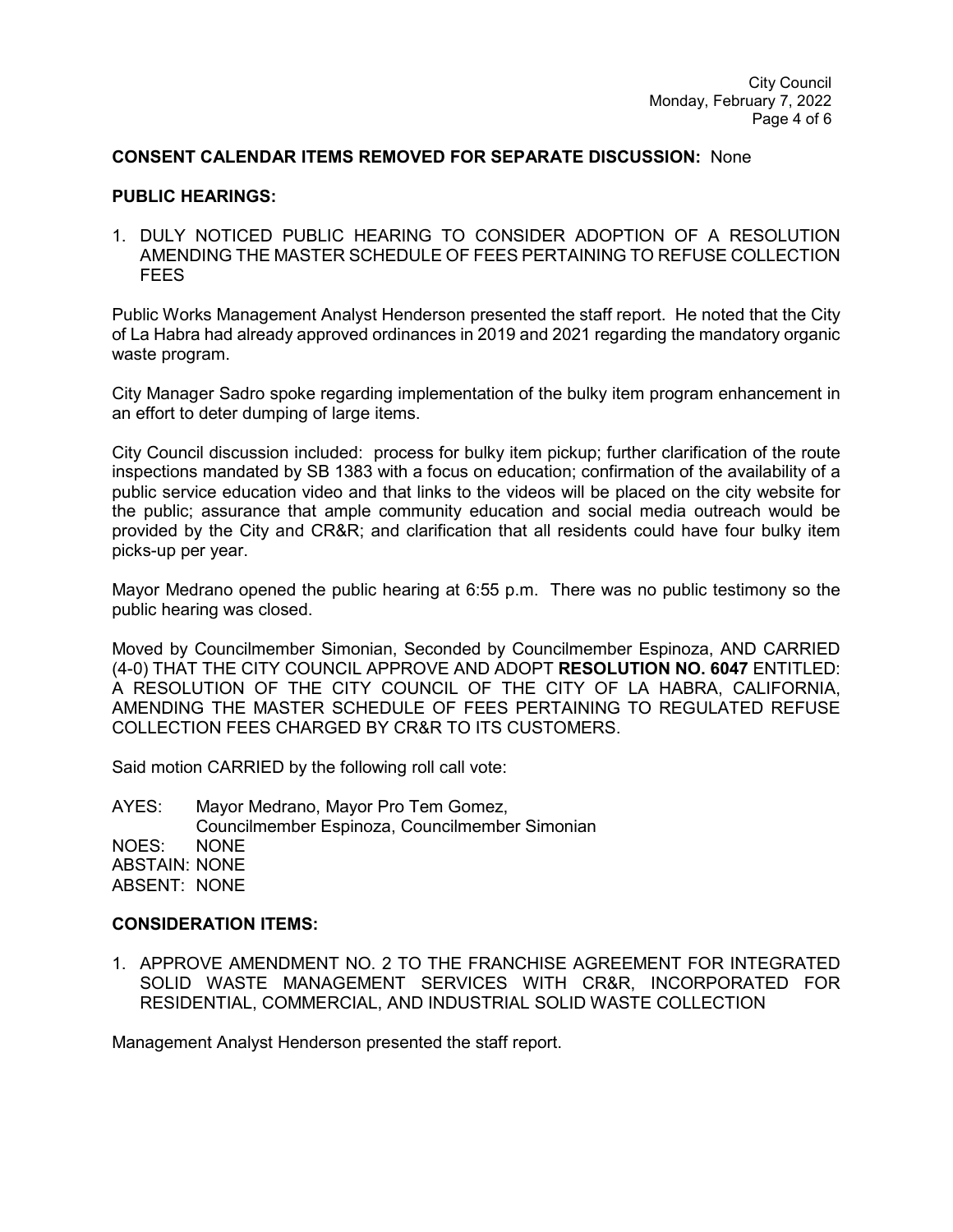**CONSENT CALENDAR ITEMS REMOVED FOR SEPARATE DISCUSSION:** None

**PUBLIC HEARINGS:**

1. DULY NOTICED PUBLIC HEARING TO CONSIDER ADOPTION OF A RESOLUTION AMENDING THE MASTER SCHEDULE OF FEES PERTAINING TO REFUSE COLLECTION FEES

Public Works Management Analyst Henderson presented the staff report. He noted that the City of La Habra had already approved ordinances in 2019 and 2021 regarding the mandatory organic waste program.

City Manager Sadro spoke regarding implementation of the bulky item program enhancement in an effort to deter dumping of large items.

City Council discussion included: process for bulky item pickup; further clarification of the route inspections mandated by SB 1383 with a focus on education; confirmation of the availability of a public service education video and that links to the videos will be placed on the city website for the public; assurance that ample community education and social media outreach would be provided by the City and CR&R; and clarification that all residents could have four bulky item picks-up per year.

Mayor Medrano opened the public hearing at 6:55 p.m. There was no public testimony so the public hearing was closed.

Moved by Councilmember Simonian, Seconded by Councilmember Espinoza, AND CARRIED (4-0) THAT THE CITY COUNCIL APPROVE AND ADOPT **RESOLUTION NO. 6047** ENTITLED: A RESOLUTION OF THE CITY COUNCIL OF THE CITY OF LA HABRA, CALIFORNIA, AMENDING THE MASTER SCHEDULE OF FEES PERTAINING TO REGULATED REFUSE COLLECTION FEES CHARGED BY CR&R TO ITS CUSTOMERS.

Said motion CARRIED by the following roll call vote:

AYES: Mayor Medrano, Mayor Pro Tem Gomez, Councilmember Espinoza, Councilmember Simonian
NOES: NONE
ABSTAIN: NONE
ABSENT: NONE

**CONSIDERATION ITEMS:**

1. APPROVE AMENDMENT NO. 2 TO THE FRANCHISE AGREEMENT FOR INTEGRATED SOLID WASTE MANAGEMENT SERVICES WITH CR&R, INCORPORATED FOR RESIDENTIAL, COMMERCIAL, AND INDUSTRIAL SOLID WASTE COLLECTION

Management Analyst Henderson presented the staff report.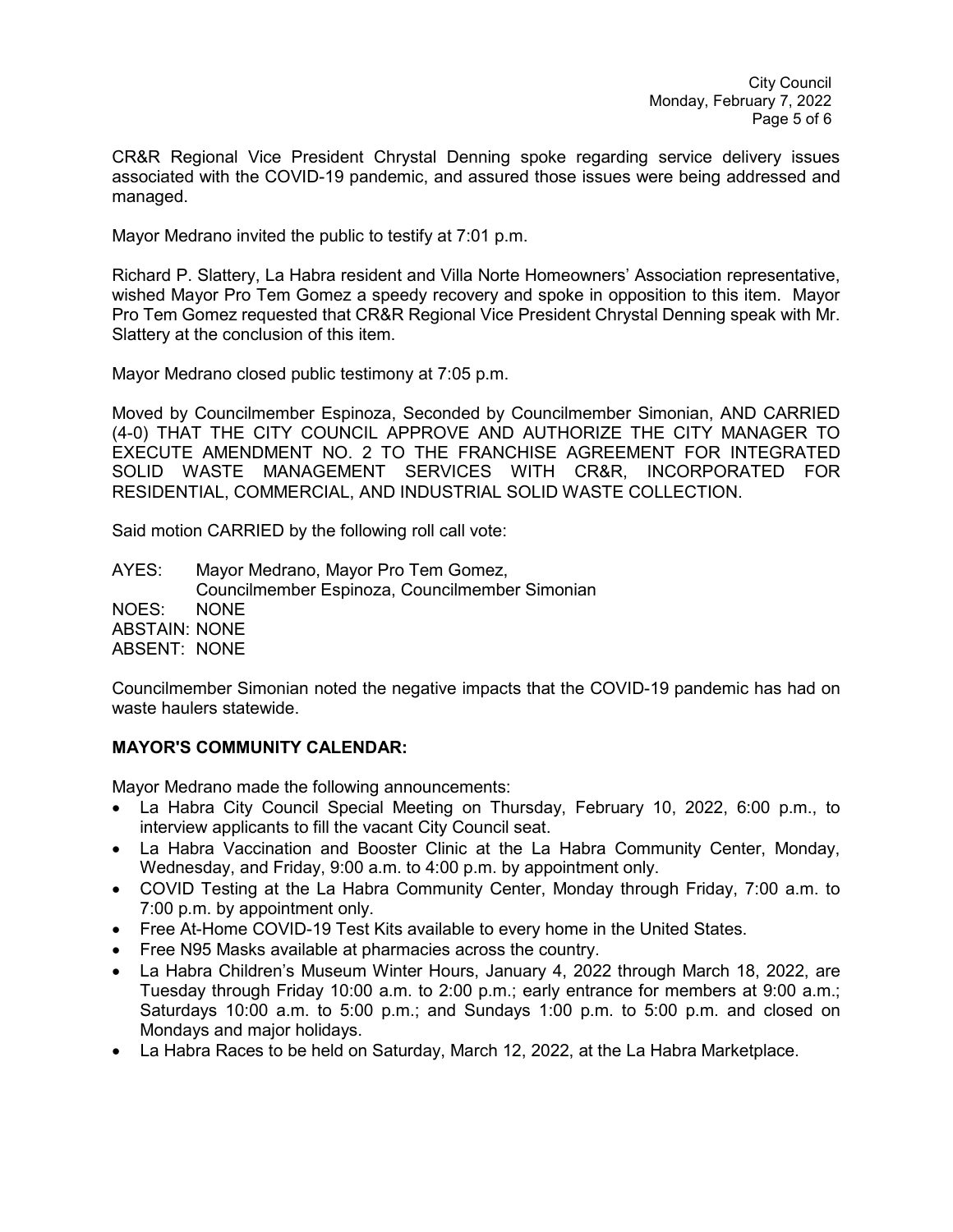CR&R Regional Vice President Chrystal Denning spoke regarding service delivery issues associated with the COVID-19 pandemic, and assured those issues were being addressed and managed.

Mayor Medrano invited the public to testify at 7:01 p.m.

Richard P. Slattery, La Habra resident and Villa Norte Homeowners' Association representative, wished Mayor Pro Tem Gomez a speedy recovery and spoke in opposition to this item. Mayor Pro Tem Gomez requested that CR&R Regional Vice President Chrystal Denning speak with Mr. Slattery at the conclusion of this item.

Mayor Medrano closed public testimony at 7:05 p.m.

Moved by Councilmember Espinoza, Seconded by Councilmember Simonian, AND CARRIED (4-0) THAT THE CITY COUNCIL APPROVE AND AUTHORIZE THE CITY MANAGER TO EXECUTE AMENDMENT NO. 2 TO THE FRANCHISE AGREEMENT FOR INTEGRATED SOLID WASTE MANAGEMENT SERVICES WITH CR&R, INCORPORATED FOR RESIDENTIAL, COMMERCIAL, AND INDUSTRIAL SOLID WASTE COLLECTION.

Said motion CARRIED by the following roll call vote:

AYES: Mayor Medrano, Mayor Pro Tem Gomez, Councilmember Espinoza, Councilmember Simonian
NOES: NONE
ABSTAIN: NONE
ABSENT: NONE

Councilmember Simonian noted the negative impacts that the COVID-19 pandemic has had on waste haulers statewide.

**MAYOR'S COMMUNITY CALENDAR:**

Mayor Medrano made the following announcements:

- La Habra City Council Special Meeting on Thursday, February 10, 2022, 6:00 p.m., to interview applicants to fill the vacant City Council seat.
- La Habra Vaccination and Booster Clinic at the La Habra Community Center, Monday, Wednesday, and Friday, 9:00 a.m. to 4:00 p.m. by appointment only.
- COVID Testing at the La Habra Community Center, Monday through Friday, 7:00 a.m. to 7:00 p.m. by appointment only.
- Free At-Home COVID-19 Test Kits available to every home in the United States.
- Free N95 Masks available at pharmacies across the country.
- La Habra Children's Museum Winter Hours, January 4, 2022 through March 18, 2022, are Tuesday through Friday 10:00 a.m. to 2:00 p.m.; early entrance for members at 9:00 a.m.; Saturdays 10:00 a.m. to 5:00 p.m.; and Sundays 1:00 p.m. to 5:00 p.m. and closed on Mondays and major holidays.
- La Habra Races to be held on Saturday, March 12, 2022, at the La Habra Marketplace.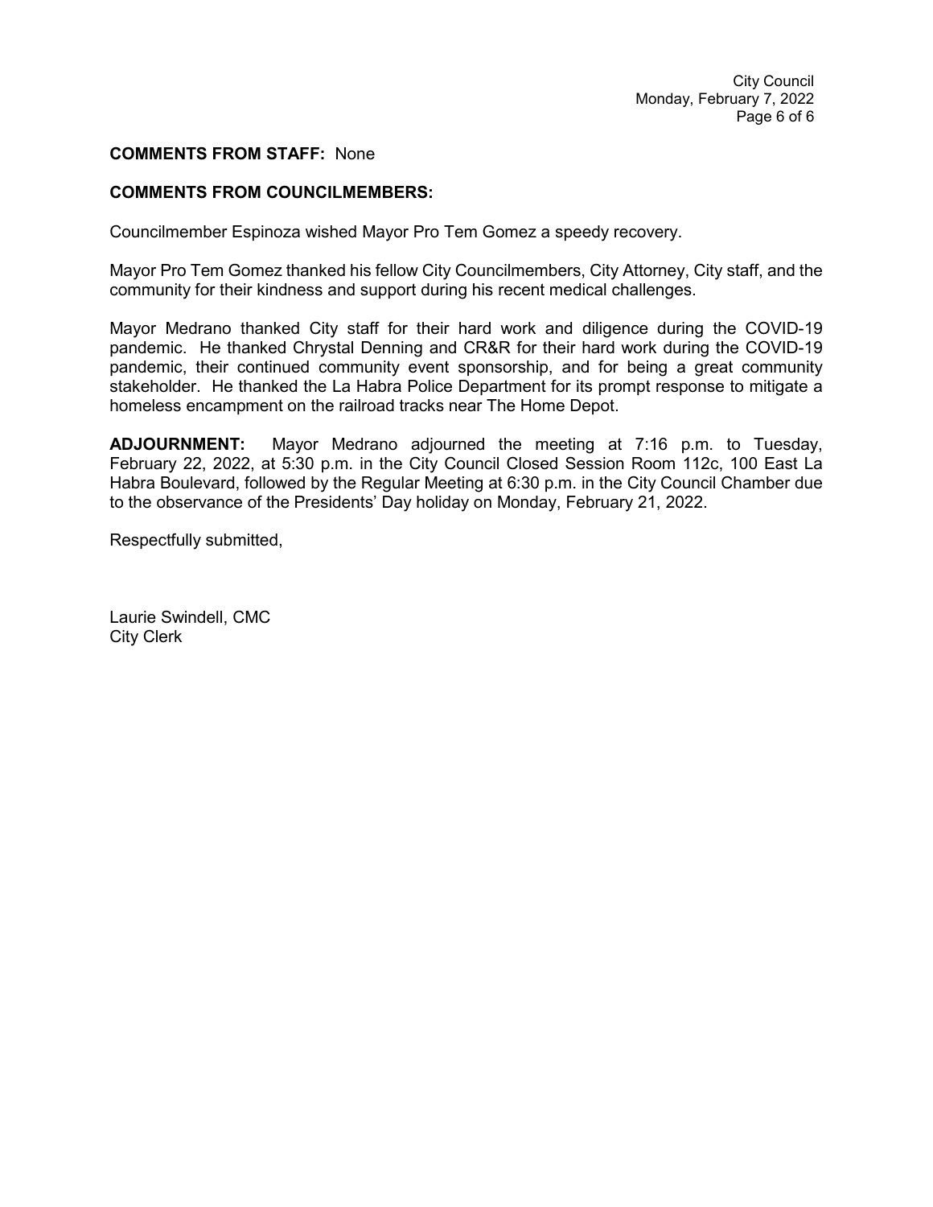**COMMENTS FROM STAFF:** None

**COMMENTS FROM COUNCILMEMBERS:**

Councilmember Espinoza wished Mayor Pro Tem Gomez a speedy recovery.

Mayor Pro Tem Gomez thanked his fellow City Councilmembers, City Attorney, City staff, and the community for their kindness and support during his recent medical challenges.

Mayor Medrano thanked City staff for their hard work and diligence during the COVID-19 pandemic. He thanked Chrystal Denning and CR&R for their hard work during the COVID-19 pandemic, their continued community event sponsorship, and for being a great community stakeholder. He thanked the La Habra Police Department for its prompt response to mitigate a homeless encampment on the railroad tracks near The Home Depot.

**ADJOURNMENT:** Mayor Medrano adjourned the meeting at 7:16 p.m. to Tuesday, February 22, 2022, at 5:30 p.m. in the City Council Closed Session Room 112c, 100 East La Habra Boulevard, followed by the Regular Meeting at 6:30 p.m. in the City Council Chamber due to the observance of the Presidents' Day holiday on Monday, February 21, 2022.

Respectfully submitted,

Laurie Swindell, CMC
City Clerk